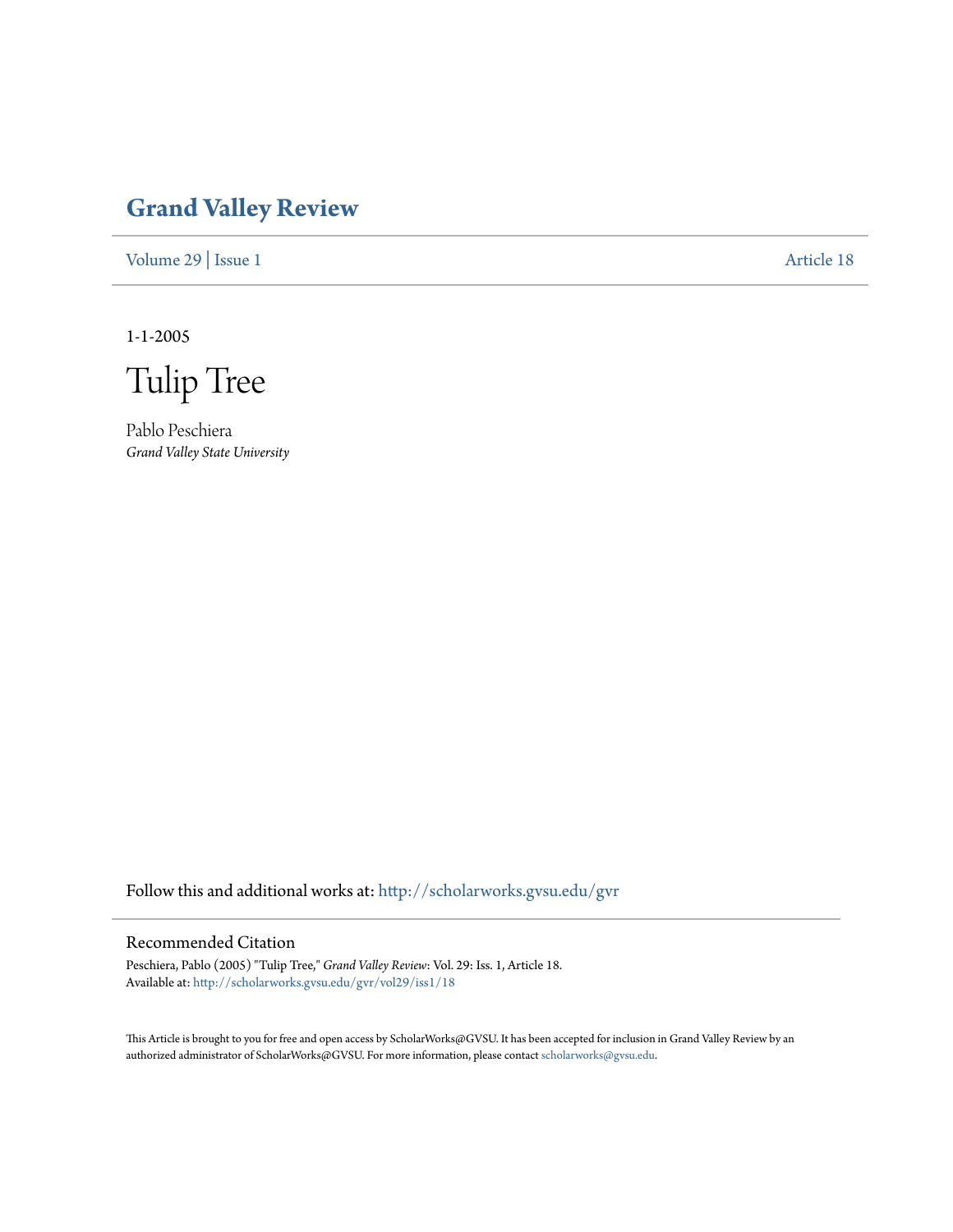# Grand Valley Review

Volume 29 | Issue 1 — Article 18

1-1-2005

# Tulip Tree

Pablo Peschiera
*Grand Valley State University*

Follow this and additional works at: http://scholarworks.gvsu.edu/gvr

## Recommended Citation

Peschiera, Pablo (2005) "Tulip Tree," *Grand Valley Review*: Vol. 29: Iss. 1, Article 18.
Available at: http://scholarworks.gvsu.edu/gvr/vol29/iss1/18

This Article is brought to you for free and open access by ScholarWorks@GVSU. It has been accepted for inclusion in Grand Valley Review by an authorized administrator of ScholarWorks@GVSU. For more information, please contact scholarworks@gvsu.edu.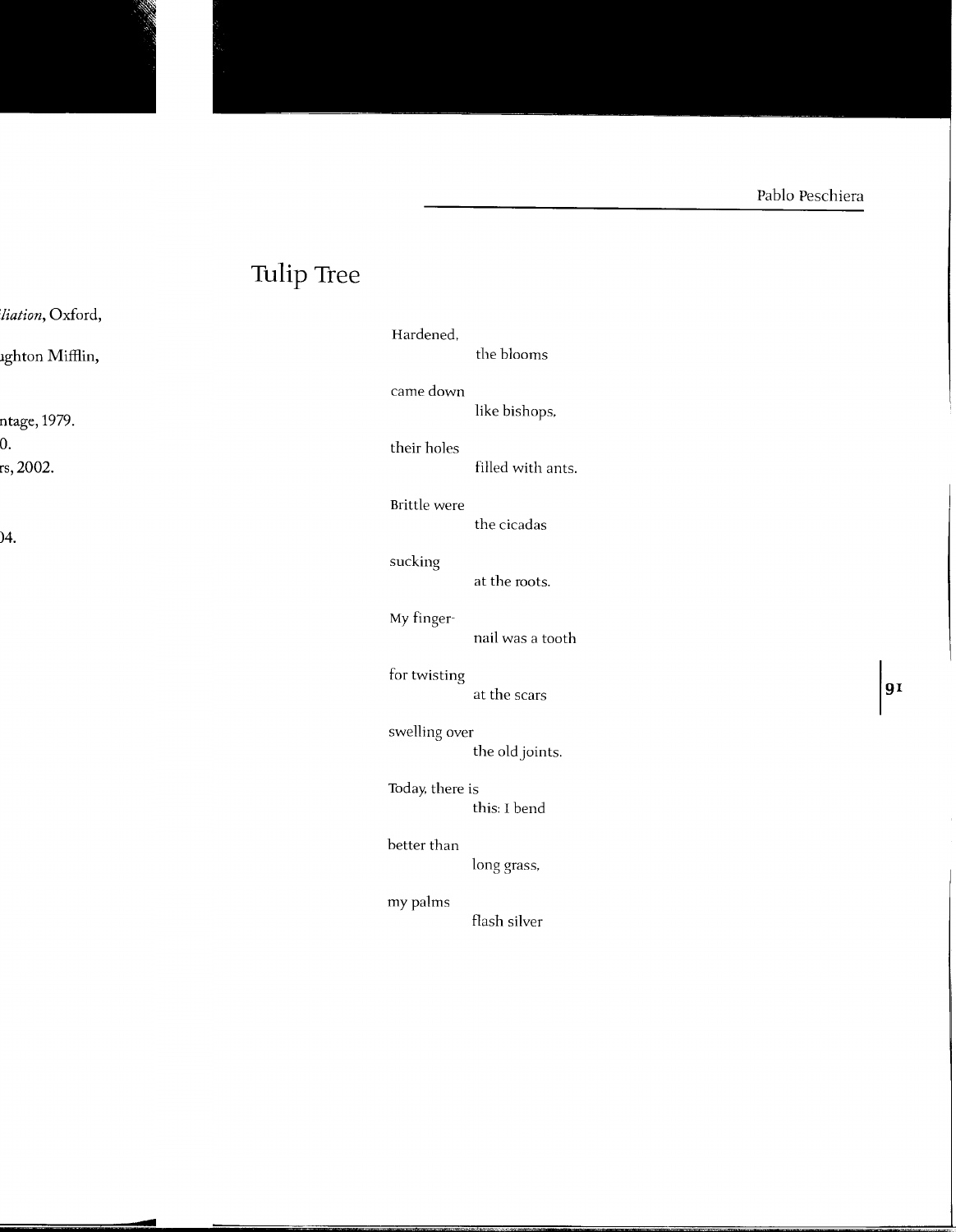## Tulip Tree

Hardened,  
            the blooms

came down  
            like bishops,

their holes  
            filled with ants.

Brittle were  
            the cicadas

sucking  
            at the roots.

My finger-  
            nail was a tooth

for twisting  
            at the scars

swelling over  
            the old joints.

Today, there is  
            this: I bend

better than  
            long grass,

my palms  
            flash silver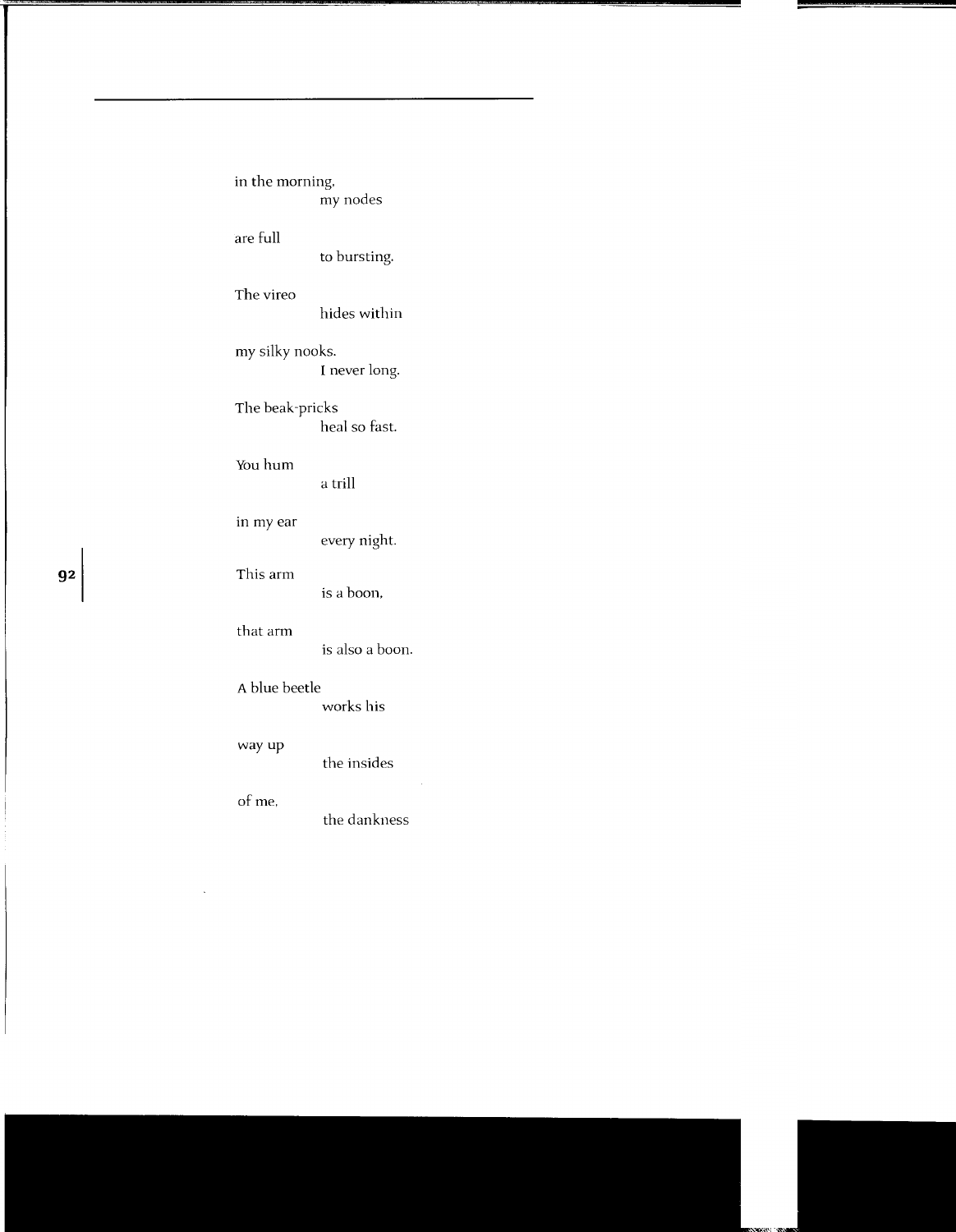in the morning,
&nbsp;&nbsp;&nbsp;&nbsp;&nbsp;&nbsp;&nbsp;&nbsp;&nbsp;&nbsp;&nbsp;&nbsp;my nodes

are full
&nbsp;&nbsp;&nbsp;&nbsp;&nbsp;&nbsp;&nbsp;&nbsp;&nbsp;&nbsp;&nbsp;&nbsp;to bursting.

The vireo
&nbsp;&nbsp;&nbsp;&nbsp;&nbsp;&nbsp;&nbsp;&nbsp;&nbsp;&nbsp;&nbsp;&nbsp;hides within

my silky nooks.
&nbsp;&nbsp;&nbsp;&nbsp;&nbsp;&nbsp;&nbsp;&nbsp;&nbsp;&nbsp;&nbsp;&nbsp;I never long.

The beak-pricks
&nbsp;&nbsp;&nbsp;&nbsp;&nbsp;&nbsp;&nbsp;&nbsp;&nbsp;&nbsp;&nbsp;&nbsp;heal so fast.

You hum
&nbsp;&nbsp;&nbsp;&nbsp;&nbsp;&nbsp;&nbsp;&nbsp;&nbsp;&nbsp;&nbsp;&nbsp;a trill

in my ear
&nbsp;&nbsp;&nbsp;&nbsp;&nbsp;&nbsp;&nbsp;&nbsp;&nbsp;&nbsp;&nbsp;&nbsp;every night.

This arm
&nbsp;&nbsp;&nbsp;&nbsp;&nbsp;&nbsp;&nbsp;&nbsp;&nbsp;&nbsp;&nbsp;&nbsp;is a boon,

that arm
&nbsp;&nbsp;&nbsp;&nbsp;&nbsp;&nbsp;&nbsp;&nbsp;&nbsp;&nbsp;&nbsp;&nbsp;is also a boon.

A blue beetle
&nbsp;&nbsp;&nbsp;&nbsp;&nbsp;&nbsp;&nbsp;&nbsp;&nbsp;&nbsp;&nbsp;&nbsp;works his

way up
&nbsp;&nbsp;&nbsp;&nbsp;&nbsp;&nbsp;&nbsp;&nbsp;&nbsp;&nbsp;&nbsp;&nbsp;the insides

of me,
&nbsp;&nbsp;&nbsp;&nbsp;&nbsp;&nbsp;&nbsp;&nbsp;&nbsp;&nbsp;&nbsp;&nbsp;the dankness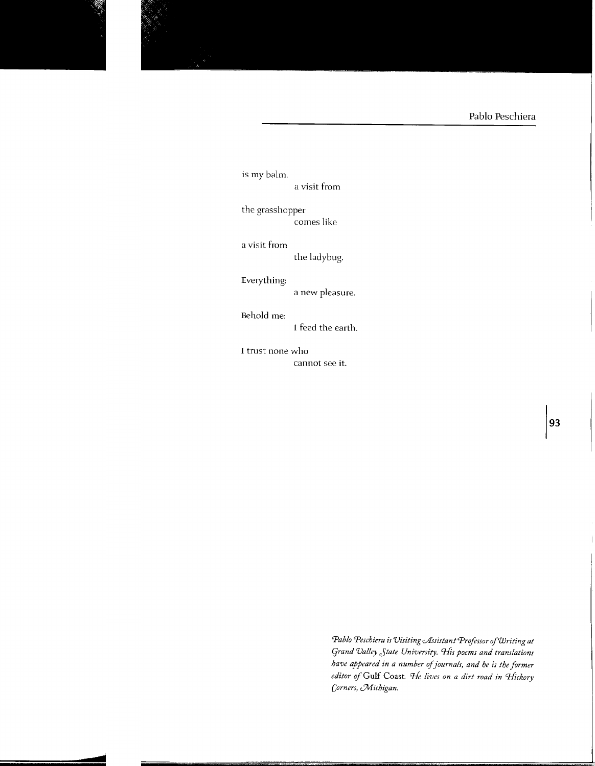is my balm,
              a visit from

the grasshopper
              comes like

a visit from
              the ladybug.

Everything:
              a new pleasure.

Behold me:
              I feed the earth.

I trust none who
              cannot see it.

*Pablo Peschiera is Visiting Assistant Professor of Writing at Grand Valley State University. His poems and translations have appeared in a number of journals, and he is the former editor of* Gulf Coast. *He lives on a dirt road in Hickory Corners, Michigan.*